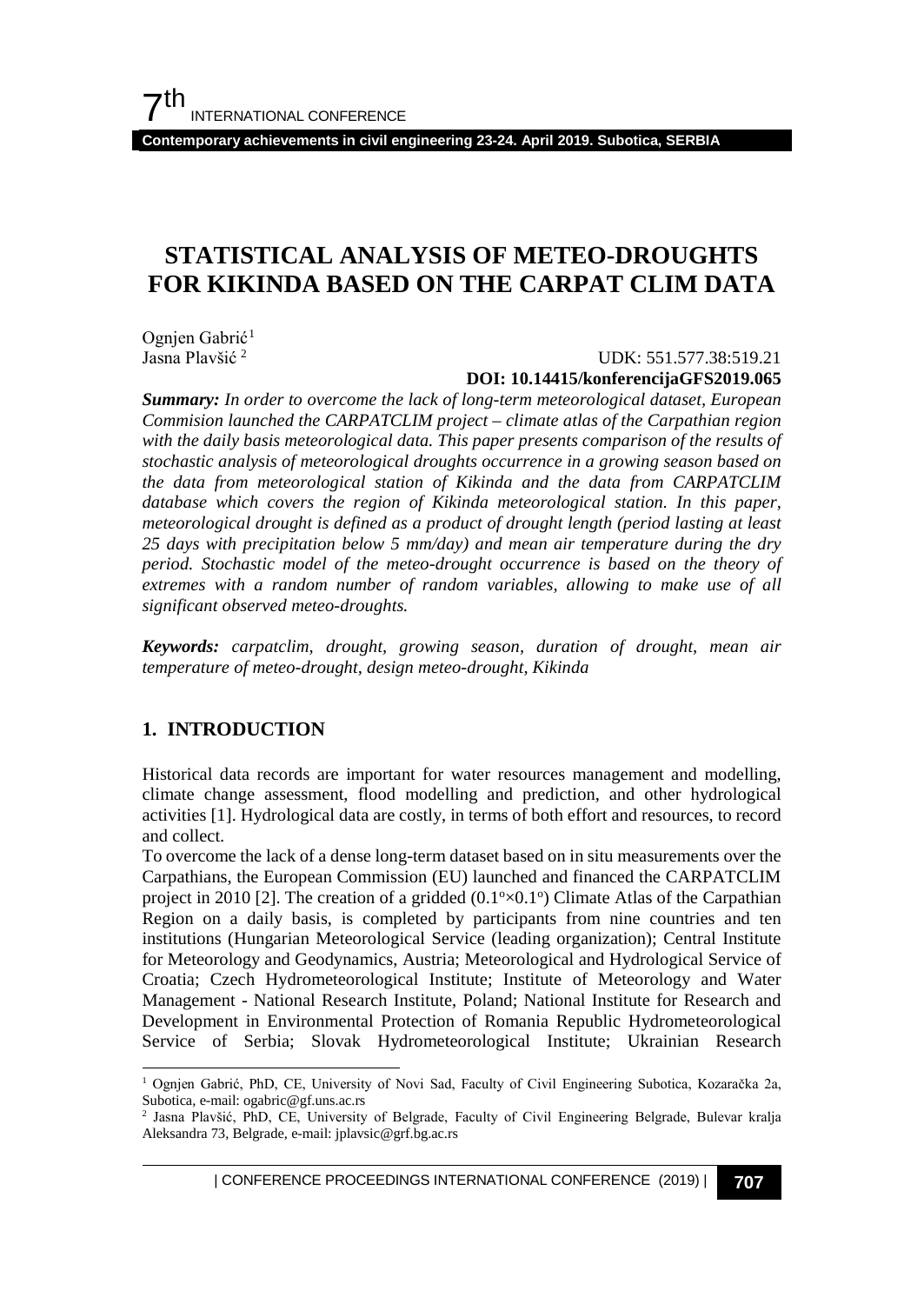# STATISTICAL ANALYSIS OF METEO-DROUGHTS FOR KIKINDA BASED ON THE CARPAT CLIM DATA

Ognjen Gabrić [1]
Jasna Plavšić [2]

UDK: 551.577.38:519.21
**DOI: 10.14415/konferencijaGFS2019.065**

***Summary:*** *In order to overcome the lack of long-term meteorological dataset, European Commision launched the CARPATCLIM project – climate atlas of the Carpathian region with the daily basis meteorological data. This paper presents comparison of the results of stochastic analysis of meteorological droughts occurrence in a growing season based on the data from meteorological station of Kikinda and the data from CARPATCLIM database which covers the region of Kikinda meteorological station. In this paper, meteorological drought is defined as a product of drought length (period lasting at least 25 days with precipitation below 5 mm/day) and mean air temperature during the dry period. Stochastic model of the meteo-drought occurrence is based on the theory of extremes with a random number of random variables, allowing to make use of all significant observed meteo-droughts.*

***Keywords:*** *carpatclim, drought, growing season, duration of drought, mean air temperature of meteo-drought, design meteo-drought, Kikinda*

## 1. INTRODUCTION

Historical data records are important for water resources management and modelling, climate change assessment, flood modelling and prediction, and other hydrological activities [1]. Hydrological data are costly, in terms of both effort and resources, to record and collect.

To overcome the lack of a dense long-term dataset based on in situ measurements over the Carpathians, the European Commission (EU) launched and financed the CARPATCLIM project in 2010 [2]. The creation of a gridded ($0.1^{o}\times0.1^{o}$) Climate Atlas of the Carpathian Region on a daily basis, is completed by participants from nine countries and ten institutions (Hungarian Meteorological Service (leading organization); Central Institute for Meteorology and Geodynamics, Austria; Meteorological and Hydrological Service of Croatia; Czech Hydrometeorological Institute; Institute of Meteorology and Water Management - National Research Institute, Poland; National Institute for Research and Development in Environmental Protection of Romania Republic Hydrometeorological Service of Serbia; Slovak Hydrometeorological Institute; Ukrainian Research

---

[1] Ognjen Gabrić, PhD, CE, University of Novi Sad, Faculty of Civil Engineering Subotica, Kozaračka 2a, Subotica, e-mail: ogabric@gf.uns.ac.rs

[2] Jasna Plavšić, PhD, CE, University of Belgrade, Faculty of Civil Engineering Belgrade, Bulevar kralja Aleksandra 73, Belgrade, e-mail: jplavsic@grf.bg.ac.rs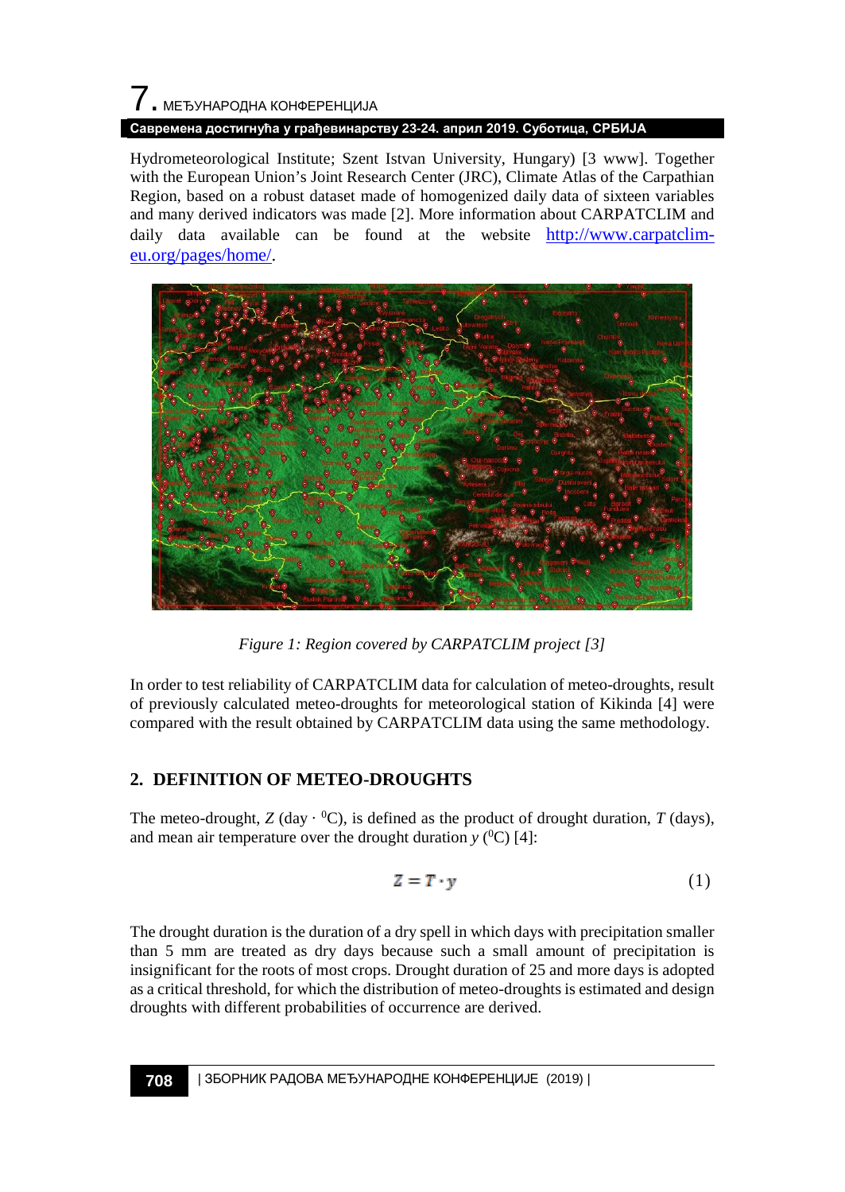Hydrometeorological Institute; Szent Istvan University, Hungary) [3 www]. Together with the European Union's Joint Research Center (JRC), Climate Atlas of the Carpathian Region, based on a robust dataset made of homogenized daily data of sixteen variables and many derived indicators was made [2]. More information about CARPATCLIM and daily data available can be found at the website http://www.carpatclim-eu.org/pages/home/.

*Figure 1: Region covered by CARPATCLIM project [3]*

In order to test reliability of CARPATCLIM data for calculation of meteo-droughts, result of previously calculated meteo-droughts for meteorological station of Kikinda [4] were compared with the result obtained by CARPATCLIM data using the same methodology.

## 2. DEFINITION OF METEO-DROUGHTS

The meteo-drought, $Z$ (day · $^0$C), is defined as the product of drought duration, $T$ (days), and mean air temperature over the drought duration $y$ ($^0$C) [4]:

$$Z = T \cdot y \tag{1}$$

The drought duration is the duration of a dry spell in which days with precipitation smaller than 5 mm are treated as dry days because such a small amount of precipitation is insignificant for the roots of most crops. Drought duration of 25 and more days is adopted as a critical threshold, for which the distribution of meteo-droughts is estimated and design droughts with different probabilities of occurrence are derived.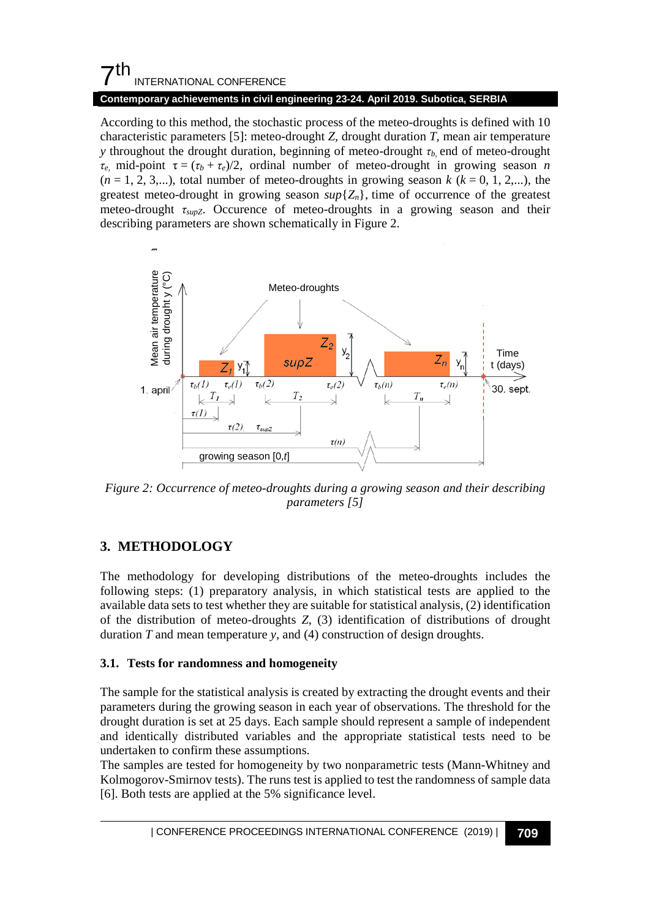According to this method, the stochastic process of the meteo-droughts is defined with 10 characteristic parameters [5]: meteo-drought $Z$, drought duration $T$, mean air temperature $y$ throughout the drought duration, beginning of meteo-drought $\tau_b$, end of meteo-drought $\tau_e$, mid-point $\tau = (\tau_b + \tau_e)/2$, ordinal number of meteo-drought in growing season $n$ ($n = 1, 2, 3,...$), total number of meteo-droughts in growing season $k$ ($k = 0, 1, 2,...$), the greatest meteo-drought in growing season $sup\{Z_n\}$, time of occurrence of the greatest meteo-drought $\tau_{supZ}$. Occurence of meteo-droughts in a growing season and their describing parameters are shown schematically in Figure 2.

*Figure 2: Occurrence of meteo-droughts during a growing season and their describing parameters [5]*

## 3. METHODOLOGY

The methodology for developing distributions of the meteo-droughts includes the following steps: (1) preparatory analysis, in which statistical tests are applied to the available data sets to test whether they are suitable for statistical analysis, (2) identification of the distribution of meteo-droughts $Z$, (3) identification of distributions of drought duration $T$ and mean temperature $y$, and (4) construction of design droughts.

### 3.1. Tests for randomness and homogeneity

The sample for the statistical analysis is created by extracting the drought events and their parameters during the growing season in each year of observations. The threshold for the drought duration is set at 25 days. Each sample should represent a sample of independent and identically distributed variables and the appropriate statistical tests need to be undertaken to confirm these assumptions.

The samples are tested for homogeneity by two nonparametric tests (Mann-Whitney and Kolmogorov-Smirnov tests). The runs test is applied to test the randomness of sample data [6]. Both tests are applied at the 5% significance level.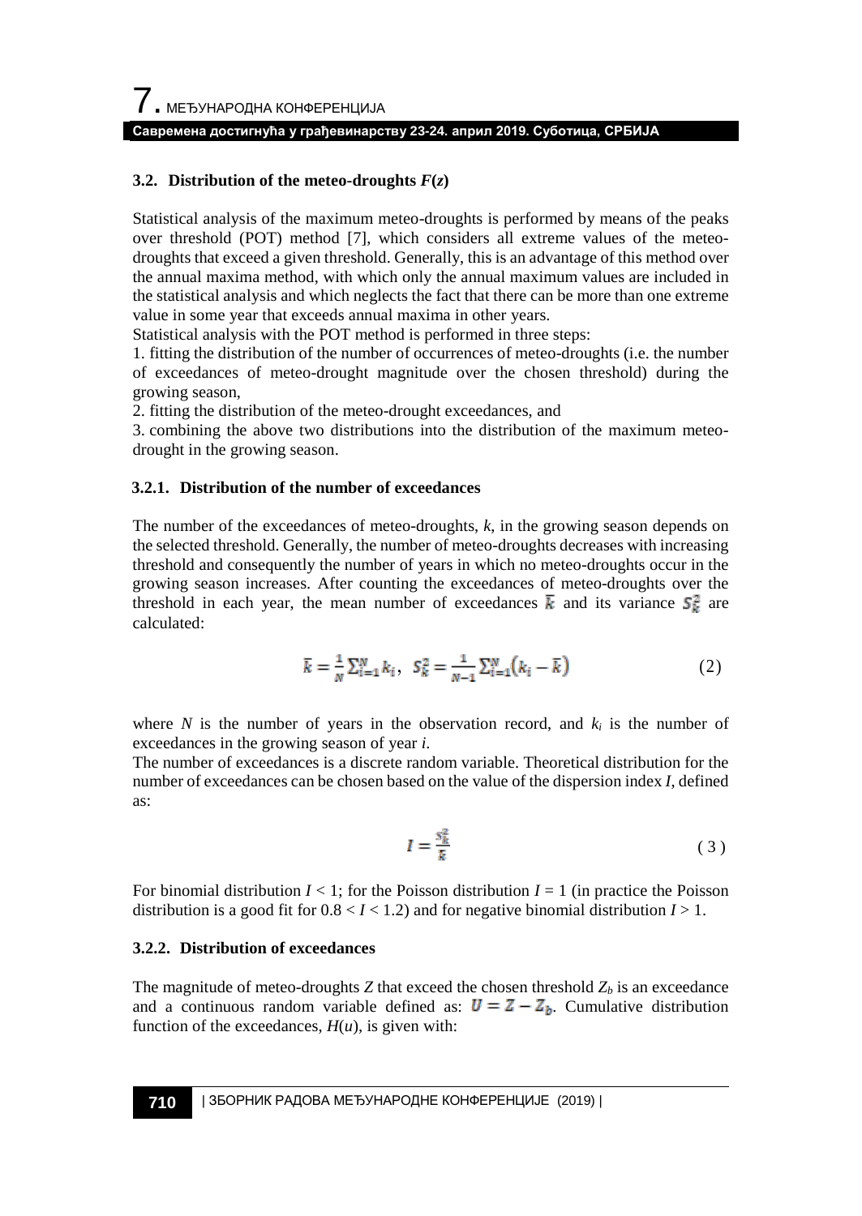### 3.2. Distribution of the meteo-droughts $F(z)$

Statistical analysis of the maximum meteo-droughts is performed by means of the peaks over threshold (POT) method [7], which considers all extreme values of the meteo-droughts that exceed a given threshold. Generally, this is an advantage of this method over the annual maxima method, with which only the annual maximum values are included in the statistical analysis and which neglects the fact that there can be more than one extreme value in some year that exceeds annual maxima in other years.

Statistical analysis with the POT method is performed in three steps:

1. fitting the distribution of the number of occurrences of meteo-droughts (i.e. the number of exceedances of meteo-drought magnitude over the chosen threshold) during the growing season,
2. fitting the distribution of the meteo-drought exceedances, and
3. combining the above two distributions into the distribution of the maximum meteo-drought in the growing season.

#### 3.2.1. Distribution of the number of exceedances

The number of the exceedances of meteo-droughts, $k$, in the growing season depends on the selected threshold. Generally, the number of meteo-droughts decreases with increasing threshold and consequently the number of years in which no meteo-droughts occur in the growing season increases. After counting the exceedances of meteo-droughts over the threshold in each year, the mean number of exceedances $\bar{k}$ and its variance $S_k^2$ are calculated:

$$\bar{k} = \frac{1}{N}\sum_{i=1}^{N} k_i, \quad S_k^2 = \frac{1}{N-1}\sum_{i=1}^{N}\left(k_i - \bar{k}\right) \tag{2}$$

where $N$ is the number of years in the observation record, and $k_i$ is the number of exceedances in the growing season of year $i$.

The number of exceedances is a discrete random variable. Theoretical distribution for the number of exceedances can be chosen based on the value of the dispersion index $I$, defined as:

$$I = \frac{S_k^2}{\bar{k}} \tag{3}$$

For binomial distribution $I < 1$; for the Poisson distribution $I = 1$ (in practice the Poisson distribution is a good fit for $0.8 < I < 1.2$) and for negative binomial distribution $I > 1$.

#### 3.2.2. Distribution of exceedances

The magnitude of meteo-droughts $Z$ that exceed the chosen threshold $Z_b$ is an exceedance and a continuous random variable defined as: $U = Z - Z_b$. Cumulative distribution function of the exceedances, $H(u)$, is given with: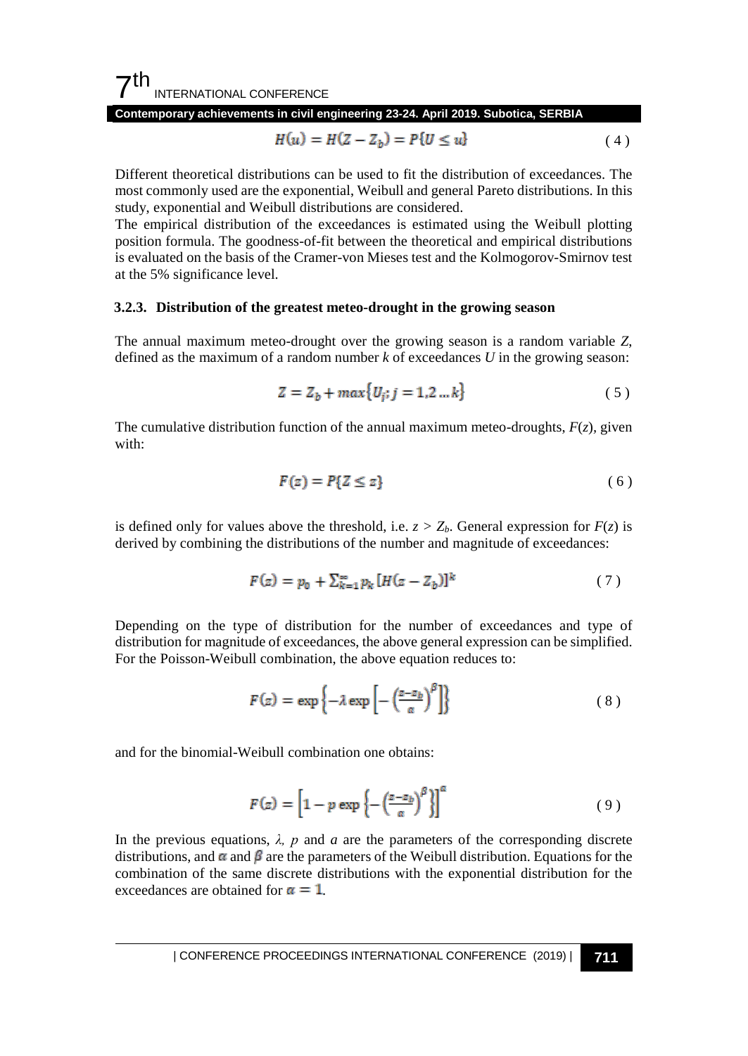$$H(u) = H(Z - Z_b) = P\{U \leq u\} \tag{4}$$

Different theoretical distributions can be used to fit the distribution of exceedances. The most commonly used are the exponential, Weibull and general Pareto distributions. In this study, exponential and Weibull distributions are considered.

The empirical distribution of the exceedances is estimated using the Weibull plotting position formula. The goodness-of-fit between the theoretical and empirical distributions is evaluated on the basis of the Cramer-von Mieses test and the Kolmogorov-Smirnov test at the 5% significance level.

### 3.2.3. Distribution of the greatest meteo-drought in the growing season

The annual maximum meteo-drought over the growing season is a random variable $Z$, defined as the maximum of a random number $k$ of exceedances $U$ in the growing season:

$$Z = Z_b + max\{U_j; j = 1,2 \ldots k\} \tag{5}$$

The cumulative distribution function of the annual maximum meteo-droughts, $F(z)$, given with:

$$F(z) = P\{Z \leq z\} \tag{6}$$

is defined only for values above the threshold, i.e. $z > Z_b$. General expression for $F(z)$ is derived by combining the distributions of the number and magnitude of exceedances:

$$F(z) = p_0 + \sum_{k=1}^{\infty} p_k \,[H(z - Z_b)]^k \tag{7}$$

Depending on the type of distribution for the number of exceedances and type of distribution for magnitude of exceedances, the above general expression can be simplified. For the Poisson-Weibull combination, the above equation reduces to:

$$F(z) = \exp\left\{-\lambda \exp\left[-\left(\frac{z-z_b}{\alpha}\right)^{\beta}\right]\right\} \tag{8}$$

and for the binomial-Weibull combination one obtains:

$$F(z) = \left[1 - p\exp\left\{-\left(\frac{z-z_b}{\alpha}\right)^{\beta}\right\}\right]^{a} \tag{9}$$

In the previous equations, $\lambda$, $p$ and $a$ are the parameters of the corresponding discrete distributions, and $\alpha$ and $\beta$ are the parameters of the Weibull distribution. Equations for the combination of the same discrete distributions with the exponential distribution for the exceedances are obtained for $\alpha = 1$.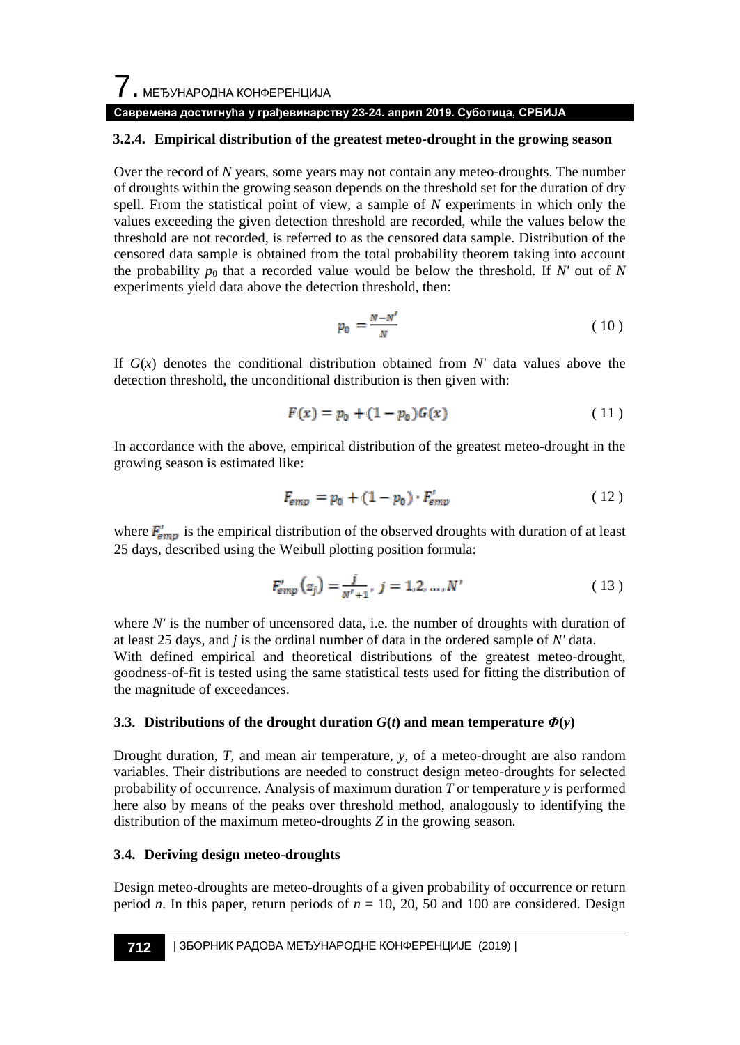### 3.2.4. Empirical distribution of the greatest meteo-drought in the growing season

Over the record of *N* years, some years may not contain any meteo-droughts. The number of droughts within the growing season depends on the threshold set for the duration of dry spell. From the statistical point of view, a sample of *N* experiments in which only the values exceeding the given detection threshold are recorded, while the values below the threshold are not recorded, is referred to as the censored data sample. Distribution of the censored data sample is obtained from the total probability theorem taking into account the probability $p_0$ that a recorded value would be below the threshold. If $N'$ out of $N$ experiments yield data above the detection threshold, then:

$$p_0 = \frac{N-N'}{N} \tag{10}$$

If $G(x)$ denotes the conditional distribution obtained from $N'$ data values above the detection threshold, the unconditional distribution is then given with:

$$F(x) = p_0 + (1-p_0)G(x) \tag{11}$$

In accordance with the above, empirical distribution of the greatest meteo-drought in the growing season is estimated like:

$$F_{emp} = p_0 + (1-p_0)\cdot F'_{emp} \tag{12}$$

where $F'_{emp}$ is the empirical distribution of the observed droughts with duration of at least 25 days, described using the Weibull plotting position formula:

$$F'_{emp}\left(z_j\right) = \frac{j}{N'+1},\ j = 1,2,\ldots,N' \tag{13}$$

where $N'$ is the number of uncensored data, i.e. the number of droughts with duration of at least 25 days, and $j$ is the ordinal number of data in the ordered sample of $N'$ data.
With defined empirical and theoretical distributions of the greatest meteo-drought, goodness-of-fit is tested using the same statistical tests used for fitting the distribution of the magnitude of exceedances.

### 3.3. Distributions of the drought duration $G(t)$ and mean temperature $\Phi(y)$

Drought duration, $T$, and mean air temperature, $y$, of a meteo-drought are also random variables. Their distributions are needed to construct design meteo-droughts for selected probability of occurrence. Analysis of maximum duration $T$ or temperature $y$ is performed here also by means of the peaks over threshold method, analogously to identifying the distribution of the maximum meteo-droughts $Z$ in the growing season.

### 3.4. Deriving design meteo-droughts

Design meteo-droughts are meteo-droughts of a given probability of occurrence or return period $n$. In this paper, return periods of $n$ = 10, 20, 50 and 100 are considered. Design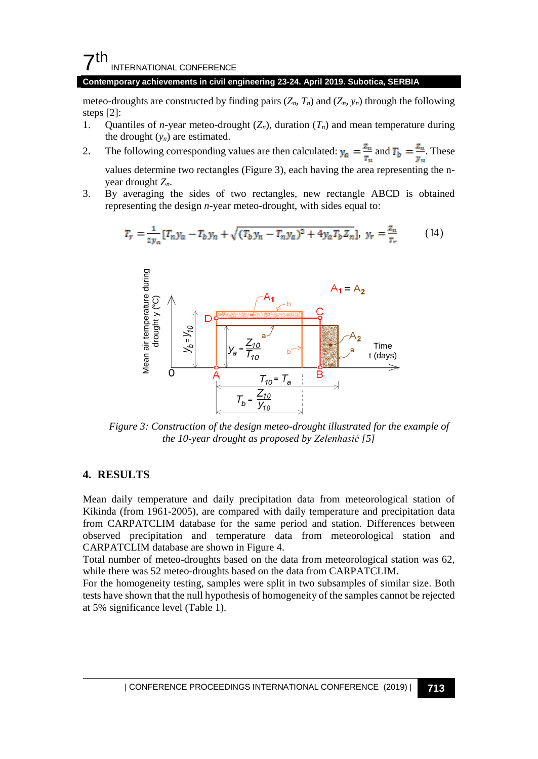meteo-droughts are constructed by finding pairs ($Z_n$, $T_n$) and ($Z_n$, $y_n$) through the following steps [2]:

1. Quantiles of $n$-year meteo-drought ($Z_n$), duration ($T_n$) and mean temperature during the drought ($y_n$) are estimated.
2. The following corresponding values are then calculated: $y_a = \frac{Z_n}{T_n}$ and $T_b = \frac{Z_n}{y_n}$. These values determine two rectangles (Figure 3), each having the area representing the n-year drought $Z_n$.
3. By averaging the sides of two rectangles, new rectangle ABCD is obtained representing the design $n$-year meteo-drought, with sides equal to:

$$T_r = \frac{1}{2y_a}\left[T_n y_a - T_b y_n + \sqrt{(T_b y_n - T_n y_a)^2 + 4 y_a T_b Z_n}\right],\ y_r = \frac{Z_n}{T_r} \qquad (14)$$

*Figure 3: Construction of the design meteo-drought illustrated for the example of the 10-year drought as proposed by Zelenhasić [5]*

## 4. RESULTS

Mean daily temperature and daily precipitation data from meteorological station of Kikinda (from 1961-2005), are compared with daily temperature and precipitation data from CARPATCLIM database for the same period and station. Differences between observed precipitation and temperature data from meteorological station and CARPATCLIM database are shown in Figure 4.

Total number of meteo-droughts based on the data from meteorological station was 62, while there was 52 meteo-droughts based on the data from CARPATCLIM.

For the homogeneity testing, samples were split in two subsamples of similar size. Both tests have shown that the null hypothesis of homogeneity of the samples cannot be rejected at 5% significance level (Table 1).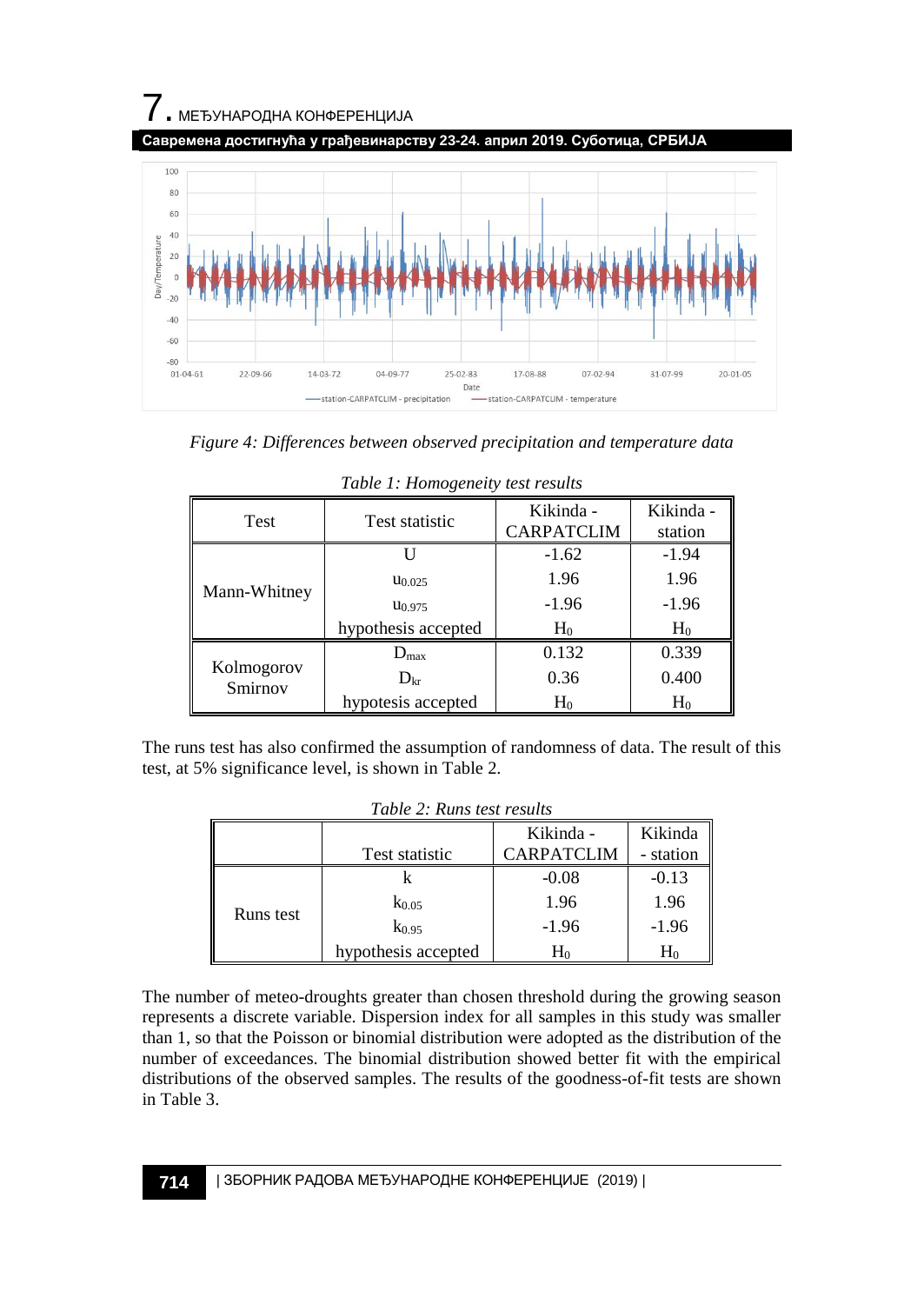*Figure 4: Differences between observed precipitation and temperature data*

*Table 1: Homogeneity test results*

| Test | Test statistic | Kikinda - CARPATCLIM | Kikinda - station |
|---|---|---|---|
| Mann-Whitney | U | -1.62 | -1.94 |
| | $u_{0.025}$ | 1.96 | 1.96 |
| | $u_{0.975}$ | -1.96 | -1.96 |
| | hypothesis accepted | $H_0$ | $H_0$ |
| Kolmogorov Smirnov | $D_{max}$ | 0.132 | 0.339 |
| | $D_{kr}$ | 0.36 | 0.400 |
| | hypotesis accepted | $H_0$ | $H_0$ |

The runs test has also confirmed the assumption of randomness of data. The result of this test, at 5% significance level, is shown in Table 2.

*Table 2: Runs test results*

| | Test statistic | Kikinda - CARPATCLIM | Kikinda - station |
|---|---|---|---|
| Runs test | k | -0.08 | -0.13 |
| | $k_{0.05}$ | 1.96 | 1.96 |
| | $k_{0.95}$ | -1.96 | -1.96 |
| | hypothesis accepted | $H_0$ | $H_0$ |

The number of meteo-droughts greater than chosen threshold during the growing season represents a discrete variable. Dispersion index for all samples in this study was smaller than 1, so that the Poisson or binomial distribution were adopted as the distribution of the number of exceedances. The binomial distribution showed better fit with the empirical distributions of the observed samples. The results of the goodness-of-fit tests are shown in Table 3.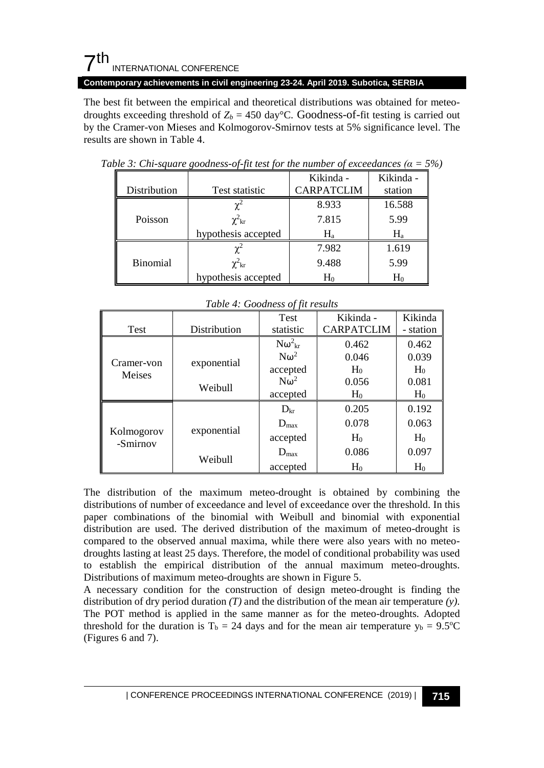The best fit between the empirical and theoretical distributions was obtained for meteo-droughts exceeding threshold of $Z_b$ = 450 day°C. Goodness-of-fit testing is carried out by the Cramer-von Mieses and Kolmogorov-Smirnov tests at 5% significance level. The results are shown in Table 4.

*Table 3: Chi-square goodness-of-fit test for the number of exceedances (α = 5%)*

| Distribution | Test statistic | Kikinda - CARPATCLIM | Kikinda - station |
|---|---|---|---|
| Poisson | $\chi^2$ | 8.933 | 16.588 |
| | $\chi^2_{kr}$ | 7.815 | 5.99 |
| | hypothesis accepted | $H_a$ | $H_a$ |
| Binomial | $\chi^2$ | 7.982 | 1.619 |
| | $\chi^2_{kr}$ | 9.488 | 5.99 |
| | hypothesis accepted | $H_0$ | $H_0$ |

*Table 4: Goodness of fit results*

| Test | Distribution | Test statistic | Kikinda - CARPATCLIM | Kikinda - station |
|---|---|---|---|---|
| Cramer-von Meises | | $N\omega^2_{kr}$ | 0.462 | 0.462 |
| | exponential | $N\omega^2$ | 0.046 | 0.039 |
| | | accepted | $H_0$ | $H_0$ |
| | Weibull | $N\omega^2$ | 0.056 | 0.081 |
| | | accepted | $H_0$ | $H_0$ |
| Kolmogorov -Smirnov | | $D_{kr}$ | 0.205 | 0.192 |
| | exponential | $D_{max}$ | 0.078 | 0.063 |
| | | accepted | $H_0$ | $H_0$ |
| | Weibull | $D_{max}$ | 0.086 | 0.097 |
| | | accepted | $H_0$ | $H_0$ |

The distribution of the maximum meteo-drought is obtained by combining the distributions of number of exceedance and level of exceedance over the threshold. In this paper combinations of the binomial with Weibull and binomial with exponential distribution are used. The derived distribution of the maximum of meteo-drought is compared to the observed annual maxima, while there were also years with no meteo-droughts lasting at least 25 days. Therefore, the model of conditional probability was used to establish the empirical distribution of the annual maximum meteo-droughts. Distributions of maximum meteo-droughts are shown in Figure 5.

A necessary condition for the construction of design meteo-drought is finding the distribution of dry period duration *(T)* and the distribution of the mean air temperature *(y)*. The POT method is applied in the same manner as for the meteo-droughts. Adopted threshold for the duration is $T_b$ = 24 days and for the mean air temperature $y_b$ = 9.5°C (Figures 6 and 7).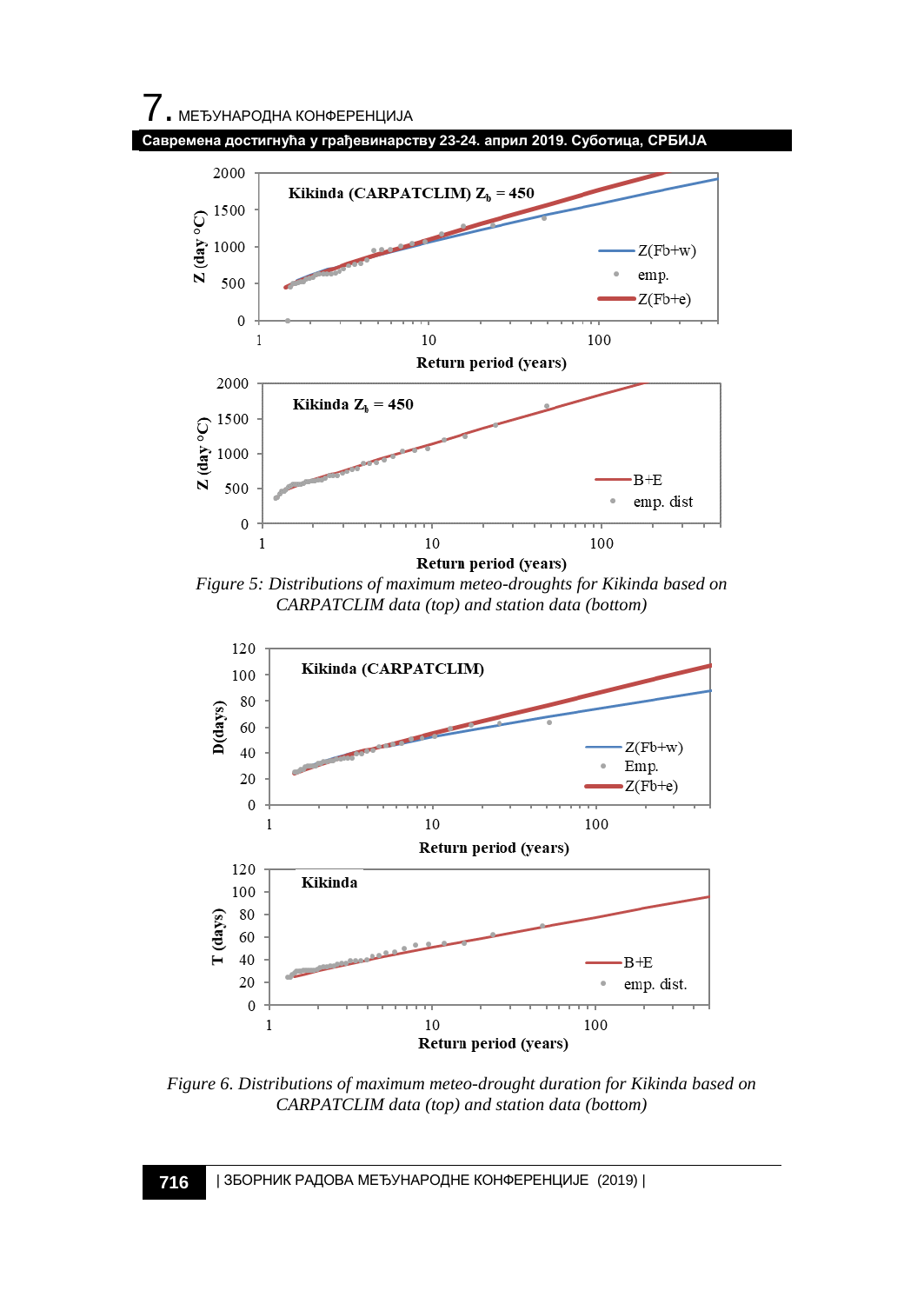*Figure 5: Distributions of maximum meteo-droughts for Kikinda based on CARPATCLIM data (top) and station data (bottom)*

*Figure 6. Distributions of maximum meteo-drought duration for Kikinda based on CARPATCLIM data (top) and station data (bottom)*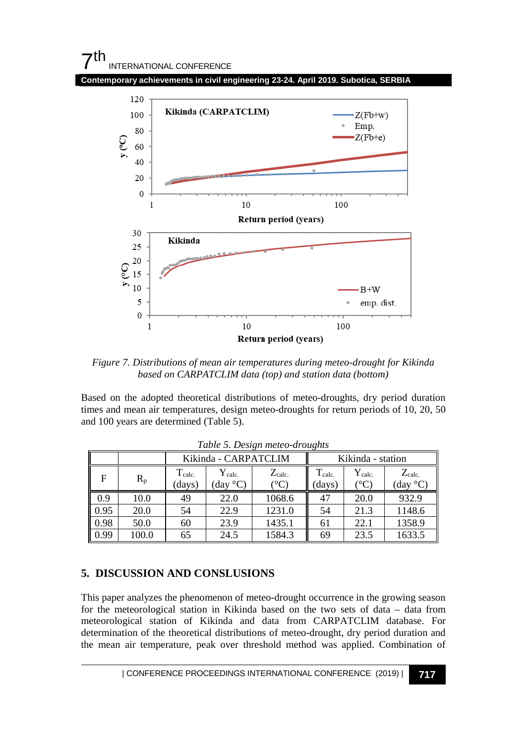*Figure 7. Distributions of mean air temperatures during meteo-drought for Kikinda based on CARPATCLIM data (top) and station data (bottom)*

Based on the adopted theoretical distributions of meteo-droughts, dry period duration times and mean air temperatures, design meteo-droughts for return periods of 10, 20, 50 and 100 years are determined (Table 5).

*Table 5. Design meteo-droughts*

| | | Kikinda - CARPATCLIM | | | Kikinda - station | | |
|---|---|---|---|---|---|---|---|
| F | $R_p$ | $T_{calc.}$ (days) | $Y_{calc.}$ (day °C) | $Z_{calc.}$ (°C) | $T_{calc.}$ (days) | $Y_{calc.}$ (°C) | $Z_{calc.}$ (day °C) |
| 0.9 | 10.0 | 49 | 22.0 | 1068.6 | 47 | 20.0 | 932.9 |
| 0.95 | 20.0 | 54 | 22.9 | 1231.0 | 54 | 21.3 | 1148.6 |
| 0.98 | 50.0 | 60 | 23.9 | 1435.1 | 61 | 22.1 | 1358.9 |
| 0.99 | 100.0 | 65 | 24.5 | 1584.3 | 69 | 23.5 | 1633.5 |

## 5. DISCUSSION AND CONSLUSIONS

This paper analyzes the phenomenon of meteo-drought occurrence in the growing season for the meteorological station in Kikinda based on the two sets of data – data from meteorological station of Kikinda and data from CARPATCLIM database. For determination of the theoretical distributions of meteo-drought, dry period duration and the mean air temperature, peak over threshold method was applied. Combination of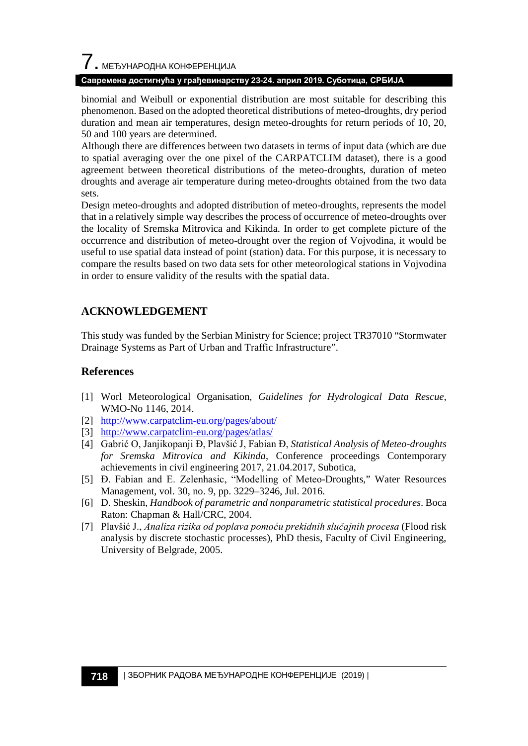binomial and Weibull or exponential distribution are most suitable for describing this phenomenon. Based on the adopted theoretical distributions of meteo-droughts, dry period duration and mean air temperatures, design meteo-droughts for return periods of 10, 20, 50 and 100 years are determined.

Although there are differences between two datasets in terms of input data (which are due to spatial averaging over the one pixel of the CARPATCLIM dataset), there is a good agreement between theoretical distributions of the meteo-droughts, duration of meteo droughts and average air temperature during meteo-droughts obtained from the two data sets.

Design meteo-droughts and adopted distribution of meteo-droughts, represents the model that in a relatively simple way describes the process of occurrence of meteo-droughts over the locality of Sremska Mitrovica and Kikinda. In order to get complete picture of the occurrence and distribution of meteo-drought over the region of Vojvodina, it would be useful to use spatial data instead of point (station) data. For this purpose, it is necessary to compare the results based on two data sets for other meteorological stations in Vojvodina in order to ensure validity of the results with the spatial data.

## ACKNOWLEDGEMENT

This study was funded by the Serbian Ministry for Science; project TR37010 "Stormwater Drainage Systems as Part of Urban and Traffic Infrastructure".

### References

[1] Worl Meteorological Organisation, *Guidelines for Hydrological Data Rescue*, WMO-No 1146, 2014.

[2] http://www.carpatclim-eu.org/pages/about/

[3] http://www.carpatclim-eu.org/pages/atlas/

[4] Gabrić O, Janjikopanji Đ, Plavšić J, Fabian Đ, *Statistical Analysis of Meteo-droughts for Sremska Mitrovica and Kikinda*, Conference proceedings Contemporary achievements in civil engineering 2017, 21.04.2017, Subotica,

[5] Đ. Fabian and E. Zelenhasic, "Modelling of Meteo-Droughts," Water Resources Management, vol. 30, no. 9, pp. 3229–3246, Jul. 2016.

[6] D. Sheskin, *Handbook of parametric and nonparametric statistical procedures*. Boca Raton: Chapman & Hall/CRC, 2004.

[7] Plavšić J., *Analiza rizika od poplava pomoću prekidnih slučajnih procesa* (Flood risk analysis by discrete stochastic processes), PhD thesis, Faculty of Civil Engineering, University of Belgrade, 2005.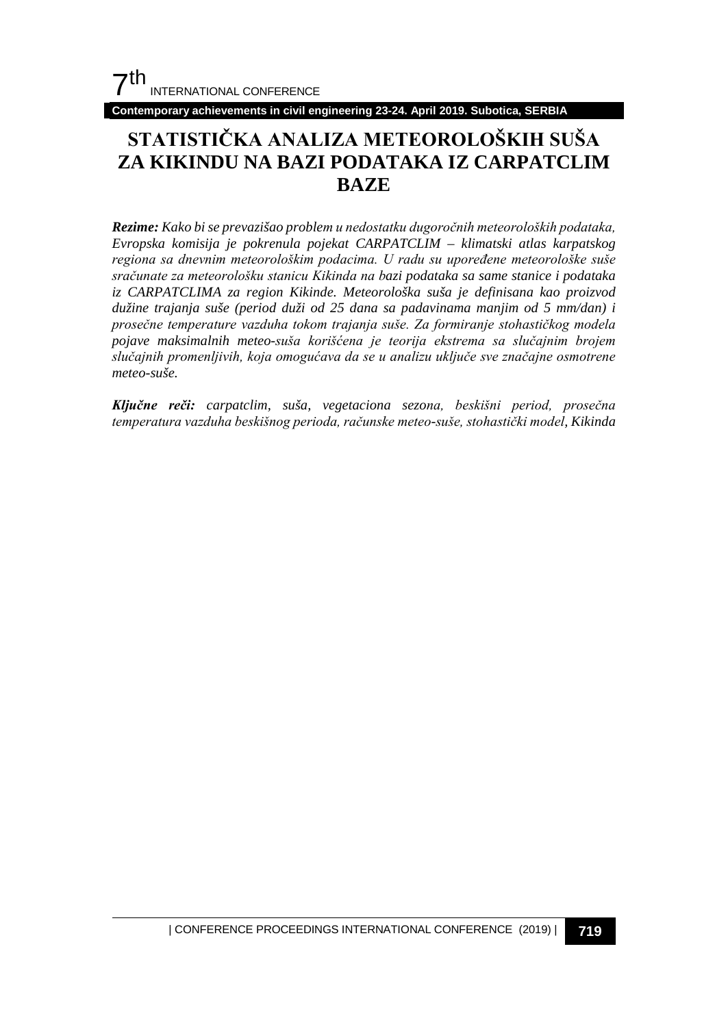# STATISTIČKA ANALIZA METEOROLOŠKIH SUŠA ZA KIKINDU NA BAZI PODATAKA IZ CARPATCLIM BAZE

***Rezime:*** *Kako bi se prevazišao problem u nedostatku dugoročnih meteoroloških podataka, Evropska komisija je pokrenula pojekat CARPATCLIM – klimatski atlas karpatskog regiona sa dnevnim meteorološkim podacima. U radu su upoređene meteorološke suše sračunate za meteorološku stanicu Kikinda na bazi podataka sa same stanice i podataka iz CARPATCLIMA za region Kikinde. Meteorološka suša je definisana kao proizvod dužine trajanja suše (period duži od 25 dana sa padavinama manjim od 5 mm/dan) i prosečne temperature vazduha tokom trajanja suše. Za formiranje stohastičkog modela pojave maksimalnih meteo-suša korišćena je teorija ekstrema sa slučajnim brojem slučajnih promenljivih, koja omogućava da se u analizu uključe sve značajne osmotrene meteo-suše.*

***Ključne reči:*** *carpatclim, suša, vegetaciona sezona, beskišni period, prosečna temperatura vazduha beskišnog perioda, računske meteo-suše, stohastički model, Kikinda*